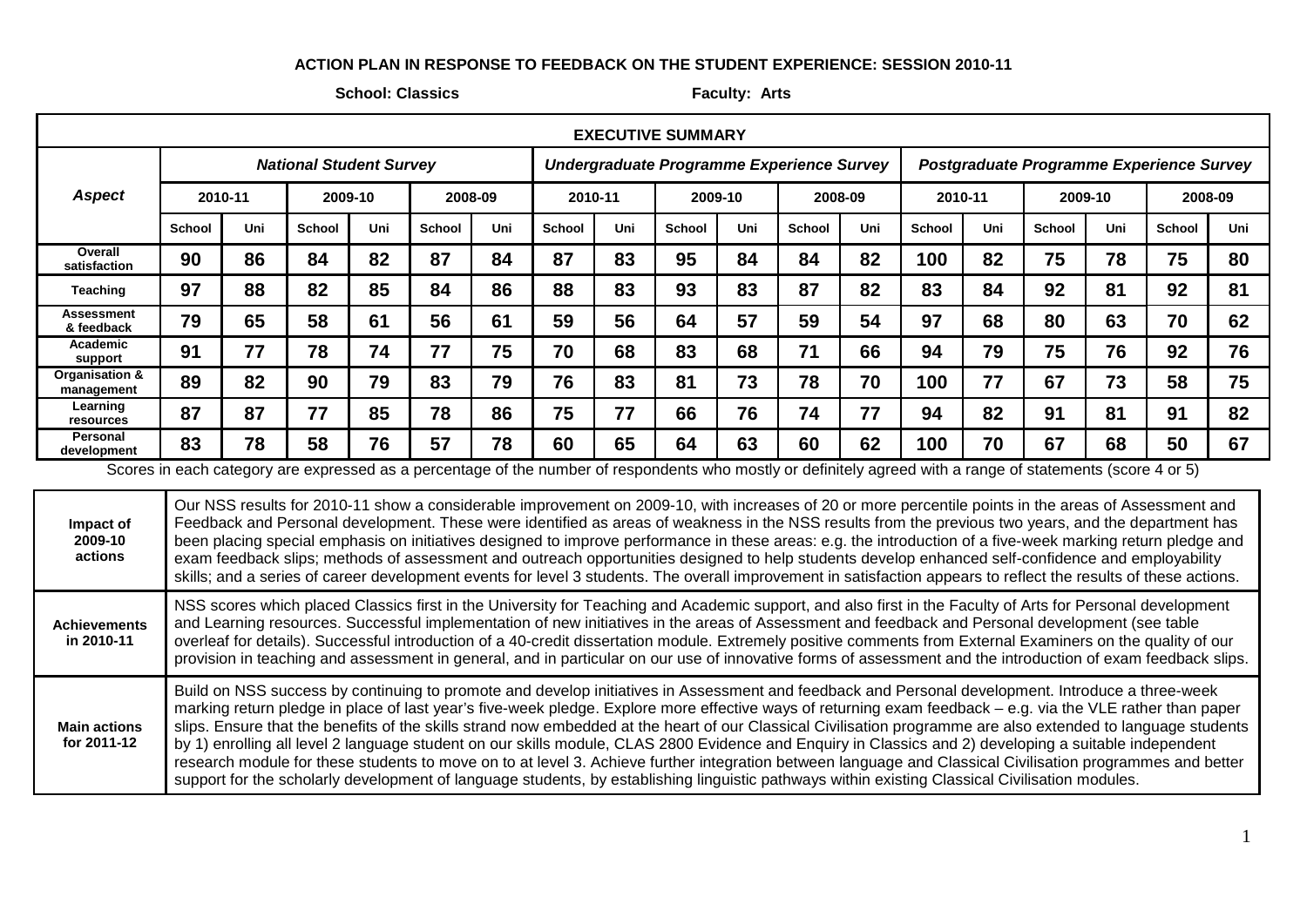**ACTION PLAN IN RESPONSE TO FEEDBACK ON THE STUDENT EXPERIENCE: SESSION 2010-11**

**School: Classics** **Faculty: Arts**

| EXECUTIVE SUMMARY | | | | | | | | | | | | | | | | | | |
|---|---|---|---|---|---|---|---|---|---|---|---|---|---|---|---|---|---|---|
| *Aspect* | *National Student Survey* | | | | | | *Undergraduate Programme Experience Survey* | | | | | | *Postgraduate Programme Experience Survey* | | | | | |
| | 2010-11 | | 2009-10 | | 2008-09 | | 2010-11 | | 2009-10 | | 2008-09 | | 2010-11 | | 2009-10 | | 2008-09 | |
| | School | Uni | School | Uni | School | Uni | School | Uni | School | Uni | School | Uni | School | Uni | School | Uni | School | Uni |
| **Overall satisfaction** | 90 | 86 | 84 | 82 | 87 | 84 | 87 | 83 | 95 | 84 | 84 | 82 | 100 | 82 | 75 | 78 | 75 | 80 |
| **Teaching** | 97 | 88 | 82 | 85 | 84 | 86 | 88 | 83 | 93 | 83 | 87 | 82 | 83 | 84 | 92 | 81 | 92 | 81 |
| **Assessment & feedback** | 79 | 65 | 58 | 61 | 56 | 61 | 59 | 56 | 64 | 57 | 59 | 54 | 97 | 68 | 80 | 63 | 70 | 62 |
| **Academic support** | 91 | 77 | 78 | 74 | 77 | 75 | 70 | 68 | 83 | 68 | 71 | 66 | 94 | 79 | 75 | 76 | 92 | 76 |
| **Organisation & management** | 89 | 82 | 90 | 79 | 83 | 79 | 76 | 83 | 81 | 73 | 78 | 70 | 100 | 77 | 67 | 73 | 58 | 75 |
| **Learning resources** | 87 | 87 | 77 | 85 | 78 | 86 | 75 | 77 | 66 | 76 | 74 | 77 | 94 | 82 | 91 | 81 | 91 | 82 |
| **Personal development** | 83 | 78 | 58 | 76 | 57 | 78 | 60 | 65 | 64 | 63 | 60 | 62 | 100 | 70 | 67 | 68 | 50 | 67 |

Scores in each category are expressed as a percentage of the number of respondents who mostly or definitely agreed with a range of statements (score 4 or 5)

| | |
|---|---|
| **Impact of 2009-10 actions** | Our NSS results for 2010-11 show a considerable improvement on 2009-10, with increases of 20 or more percentile points in the areas of Assessment and Feedback and Personal development. These were identified as areas of weakness in the NSS results from the previous two years, and the department has been placing special emphasis on initiatives designed to improve performance in these areas: e.g. the introduction of a five-week marking return pledge and exam feedback slips; methods of assessment and outreach opportunities designed to help students develop enhanced self-confidence and employability skills; and a series of career development events for level 3 students. The overall improvement in satisfaction appears to reflect the results of these actions. |
| **Achievements in 2010-11** | NSS scores which placed Classics first in the University for Teaching and Academic support, and also first in the Faculty of Arts for Personal development and Learning resources. Successful implementation of new initiatives in the areas of Assessment and feedback and Personal development (see table overleaf for details). Successful introduction of a 40-credit dissertation module. Extremely positive comments from External Examiners on the quality of our provision in teaching and assessment in general, and in particular on our use of innovative forms of assessment and the introduction of exam feedback slips. |
| **Main actions for 2011-12** | Build on NSS success by continuing to promote and develop initiatives in Assessment and feedback and Personal development. Introduce a three-week marking return pledge in place of last year's five-week pledge. Explore more effective ways of returning exam feedback – e.g. via the VLE rather than paper slips. Ensure that the benefits of the skills strand now embedded at the heart of our Classical Civilisation programme are also extended to language students by 1) enrolling all level 2 language student on our skills module, CLAS 2800 Evidence and Enquiry in Classics and 2) developing a suitable independent research module for these students to move on to at level 3. Achieve further integration between language and Classical Civilisation programmes and better support for the scholarly development of language students, by establishing linguistic pathways within existing Classical Civilisation modules. |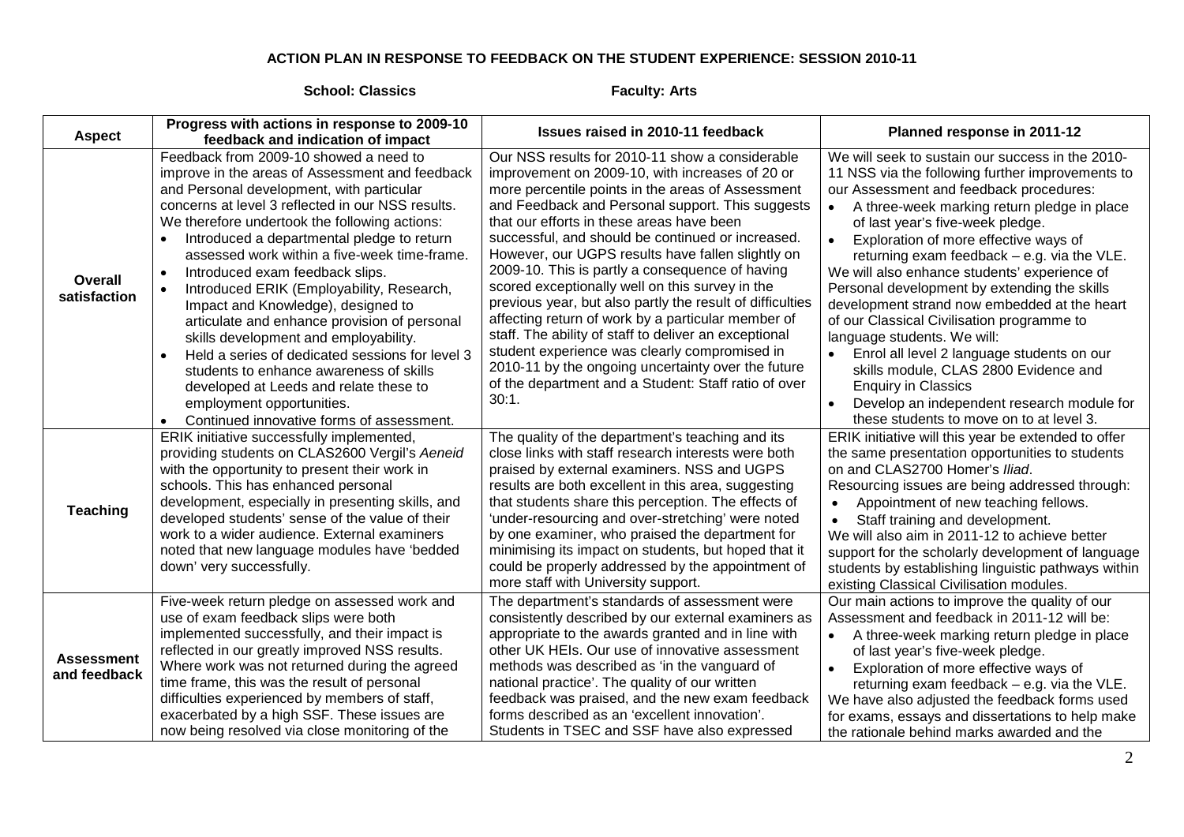**ACTION PLAN IN RESPONSE TO FEEDBACK ON THE STUDENT EXPERIENCE: SESSION 2010-11**

**School: Classics** **Faculty: Arts**

| Aspect | Progress with actions in response to 2009-10 feedback and indication of impact | Issues raised in 2010-11 feedback | Planned response in 2011-12 |
|---|---|---|---|
| **Overall satisfaction** | Feedback from 2009-10 showed a need to improve in the areas of Assessment and feedback and Personal development, with particular concerns at level 3 reflected in our NSS results. We therefore undertook the following actions:<br>• Introduced a departmental pledge to return assessed work within a five-week time-frame.<br>• Introduced exam feedback slips.<br>• Introduced ERIK (Employability, Research, Impact and Knowledge), designed to articulate and enhance provision of personal skills development and employability.<br>• Held a series of dedicated sessions for level 3 students to enhance awareness of skills developed at Leeds and relate these to employment opportunities.<br>• Continued innovative forms of assessment. | Our NSS results for 2010-11 show a considerable improvement on 2009-10, with increases of 20 or more percentile points in the areas of Assessment and Feedback and Personal support. This suggests that our efforts in these areas have been successful, and should be continued or increased. However, our UGPS results have fallen slightly on 2009-10. This is partly a consequence of having scored exceptionally well on this survey in the previous year, but also partly the result of difficulties affecting return of work by a particular member of staff. The ability of staff to deliver an exceptional student experience was clearly compromised in 2010-11 by the ongoing uncertainty over the future of the department and a Student: Staff ratio of over 30:1. | We will seek to sustain our success in the 2010-11 NSS via the following further improvements to our Assessment and feedback procedures:<br>• A three-week marking return pledge in place of last year's five-week pledge.<br>• Exploration of more effective ways of returning exam feedback – e.g. via the VLE.<br>We will also enhance students' experience of Personal development by extending the skills development strand now embedded at the heart of our Classical Civilisation programme to language students. We will:<br>• Enrol all level 2 language students on our skills module, CLAS 2800 Evidence and Enquiry in Classics<br>• Develop an independent research module for these students to move on to at level 3. |
| **Teaching** | ERIK initiative successfully implemented, providing students on CLAS2600 Vergil's *Aeneid* with the opportunity to present their work in schools. This has enhanced personal development, especially in presenting skills, and developed students' sense of the value of their work to a wider audience. External examiners noted that new language modules have 'bedded down' very successfully. | The quality of the department's teaching and its close links with staff research interests were both praised by external examiners. NSS and UGPS results are both excellent in this area, suggesting that students share this perception. The effects of 'under-resourcing and over-stretching' were noted by one examiner, who praised the department for minimising its impact on students, but hoped that it could be properly addressed by the appointment of more staff with University support. | ERIK initiative will this year be extended to offer the same presentation opportunities to students on and CLAS2700 Homer's *Iliad*.<br>Resourcing issues are being addressed through:<br>• Appointment of new teaching fellows.<br>• Staff training and development.<br>We will also aim in 2011-12 to achieve better support for the scholarly development of language students by establishing linguistic pathways within existing Classical Civilisation modules. |
| **Assessment and feedback** | Five-week return pledge on assessed work and use of exam feedback slips were both implemented successfully, and their impact is reflected in our greatly improved NSS results. Where work was not returned during the agreed time frame, this was the result of personal difficulties experienced by members of staff, exacerbated by a high SSF. These issues are now being resolved via close monitoring of the | The department's standards of assessment were consistently described by our external examiners as appropriate to the awards granted and in line with other UK HEIs. Our use of innovative assessment methods was described as 'in the vanguard of national practice'. The quality of our written feedback was praised, and the new exam feedback forms described as an 'excellent innovation'. Students in TSEC and SSF have also expressed | Our main actions to improve the quality of our Assessment and feedback in 2011-12 will be:<br>• A three-week marking return pledge in place of last year's five-week pledge.<br>• Exploration of more effective ways of returning exam feedback – e.g. via the VLE.<br>We have also adjusted the feedback forms used for exams, essays and dissertations to help make the rationale behind marks awarded and the |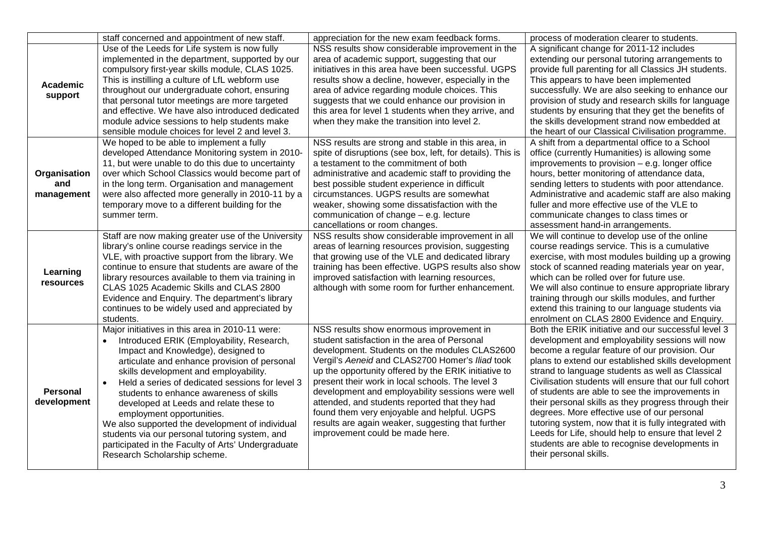| | | | |
|---|---|---|---|
| | staff concerned and appointment of new staff. | appreciation for the new exam feedback forms. | process of moderation clearer to students. |
| **Academic support** | Use of the Leeds for Life system is now fully implemented in the department, supported by our compulsory first-year skills module, CLAS 1025. This is instilling a culture of LfL webform use throughout our undergraduate cohort, ensuring that personal tutor meetings are more targeted and effective. We have also introduced dedicated module advice sessions to help students make sensible module choices for level 2 and level 3. | NSS results show considerable improvement in the area of academic support, suggesting that our initiatives in this area have been successful. UGPS results show a decline, however, especially in the area of advice regarding module choices. This suggests that we could enhance our provision in this area for level 1 students when they arrive, and when they make the transition into level 2. | A significant change for 2011-12 includes extending our personal tutoring arrangements to provide full parenting for all Classics JH students. This appears to have been implemented successfully. We are also seeking to enhance our provision of study and research skills for language students by ensuring that they get the benefits of the skills development strand now embedded at the heart of our Classical Civilisation programme. |
| **Organisation and management** | We hoped to be able to implement a fully developed Attendance Monitoring system in 2010-11, but were unable to do this due to uncertainty over which School Classics would become part of in the long term. Organisation and management were also affected more generally in 2010-11 by a temporary move to a different building for the summer term. | NSS results are strong and stable in this area, in spite of disruptions (see box, left, for details). This is a testament to the commitment of both administrative and academic staff to providing the best possible student experience in difficult circumstances. UGPS results are somewhat weaker, showing some dissatisfaction with the communication of change – e.g. lecture cancellations or room changes. | A shift from a departmental office to a School office (currently Humanities) is allowing some improvements to provision – e.g. longer office hours, better monitoring of attendance data, sending letters to students with poor attendance. Administrative and academic staff are also making fuller and more effective use of the VLE to communicate changes to class times or assessment hand-in arrangements. |
| **Learning resources** | Staff are now making greater use of the University library's online course readings service in the VLE, with proactive support from the library. We continue to ensure that students are aware of the library resources available to them via training in CLAS 1025 Academic Skills and CLAS 2800 Evidence and Enquiry. The department's library continues to be widely used and appreciated by students. | NSS results show considerable improvement in all areas of learning resources provision, suggesting that growing use of the VLE and dedicated library training has been effective. UGPS results also show improved satisfaction with learning resources, although with some room for further enhancement. | We will continue to develop use of the online course readings service. This is a cumulative exercise, with most modules building up a growing stock of scanned reading materials year on year, which can be rolled over for future use.<br>We will also continue to ensure appropriate library training through our skills modules, and further extend this training to our language students via enrolment on CLAS 2800 Evidence and Enquiry. |
| **Personal development** | Major initiatives in this area in 2010-11 were:<br>• Introduced ERIK (Employability, Research, Impact and Knowledge), designed to articulate and enhance provision of personal skills development and employability.<br>• Held a series of dedicated sessions for level 3 students to enhance awareness of skills developed at Leeds and relate these to employment opportunities.<br>We also supported the development of individual students via our personal tutoring system, and participated in the Faculty of Arts' Undergraduate Research Scholarship scheme. | NSS results show enormous improvement in student satisfaction in the area of Personal development. Students on the modules CLAS2600 Vergil's *Aeneid* and CLAS2700 Homer's *Iliad* took up the opportunity offered by the ERIK initiative to present their work in local schools. The level 3 development and employability sessions were well attended, and students reported that they had found them very enjoyable and helpful. UGPS results are again weaker, suggesting that further improvement could be made here. | Both the ERIK initiative and our successful level 3 development and employability sessions will now become a regular feature of our provision. Our plans to extend our established skills development strand to language students as well as Classical Civilisation students will ensure that our full cohort of students are able to see the improvements in their personal skills as they progress through their degrees. More effective use of our personal tutoring system, now that it is fully integrated with Leeds for Life, should help to ensure that level 2 students are able to recognise developments in their personal skills. |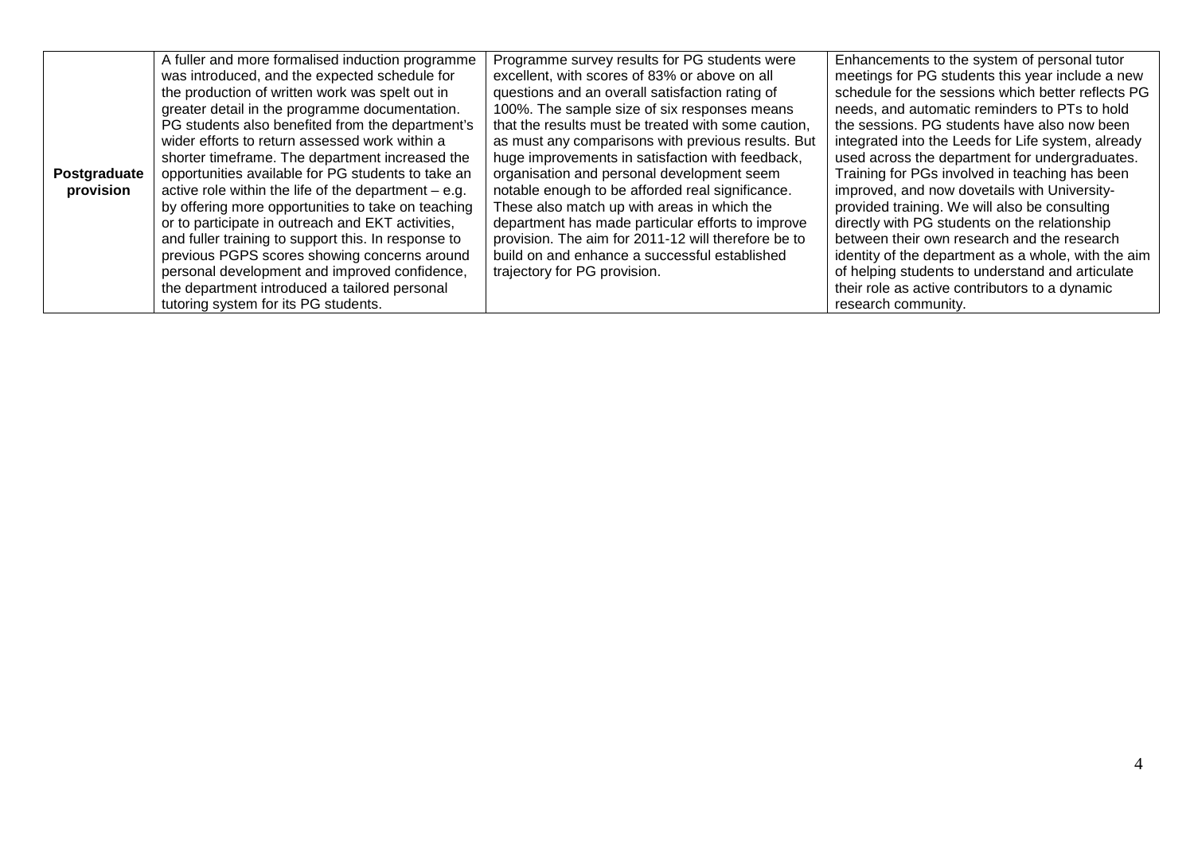| | | | |
|---|---|---|---|
| **Postgraduate provision** | A fuller and more formalised induction programme was introduced, and the expected schedule for the production of written work was spelt out in greater detail in the programme documentation. PG students also benefited from the department's wider efforts to return assessed work within a shorter timeframe. The department increased the opportunities available for PG students to take an active role within the life of the department – e.g. by offering more opportunities to take on teaching or to participate in outreach and EKT activities, and fuller training to support this. In response to previous PGPS scores showing concerns around personal development and improved confidence, the department introduced a tailored personal tutoring system for its PG students. | Programme survey results for PG students were excellent, with scores of 83% or above on all questions and an overall satisfaction rating of 100%. The sample size of six responses means that the results must be treated with some caution, as must any comparisons with previous results. But huge improvements in satisfaction with feedback, organisation and personal development seem notable enough to be afforded real significance. These also match up with areas in which the department has made particular efforts to improve provision. The aim for 2011-12 will therefore be to build on and enhance a successful established trajectory for PG provision. | Enhancements to the system of personal tutor meetings for PG students this year include a new schedule for the sessions which better reflects PG needs, and automatic reminders to PTs to hold the sessions. PG students have also now been integrated into the Leeds for Life system, already used across the department for undergraduates. Training for PGs involved in teaching has been improved, and now dovetails with University-provided training. We will also be consulting directly with PG students on the relationship between their own research and the research identity of the department as a whole, with the aim of helping students to understand and articulate their role as active contributors to a dynamic research community. |